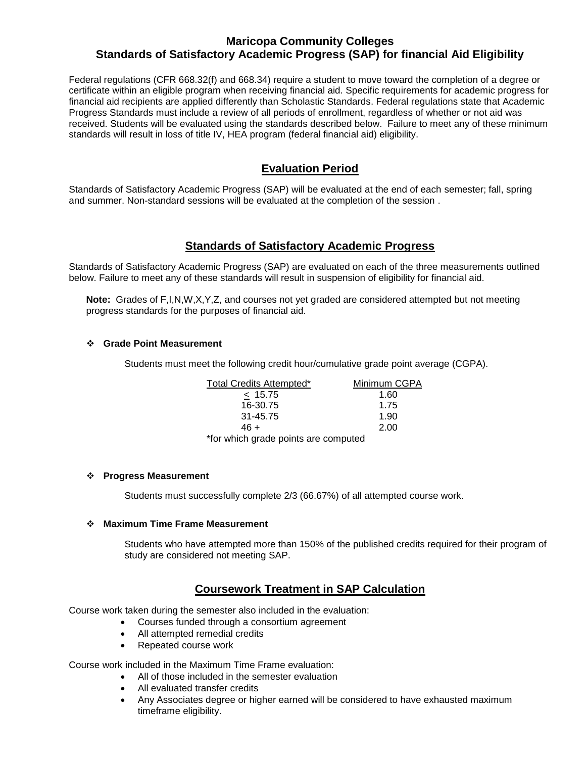# Maricopa Community Colleges
# Standards of Satisfactory Academic Progress (SAP) for financial Aid Eligibility

Federal regulations (CFR 668.32(f) and 668.34) require a student to move toward the completion of a degree or certificate within an eligible program when receiving financial aid. Specific requirements for academic progress for financial aid recipients are applied differently than Scholastic Standards. Federal regulations state that Academic Progress Standards must include a review of all periods of enrollment, regardless of whether or not aid was received. Students will be evaluated using the standards described below. Failure to meet any of these minimum standards will result in loss of title IV, HEA program (federal financial aid) eligibility.

## Evaluation Period

Standards of Satisfactory Academic Progress (SAP) will be evaluated at the end of each semester; fall, spring and summer. Non-standard sessions will be evaluated at the completion of the session .

## Standards of Satisfactory Academic Progress

Standards of Satisfactory Academic Progress (SAP) are evaluated on each of the three measurements outlined below. Failure to meet any of these standards will result in suspension of eligibility for financial aid.

**Note:** Grades of F,I,N,W,X,Y,Z, and courses not yet graded are considered attempted but not meeting progress standards for the purposes of financial aid.

- **Grade Point Measurement**

  Students must meet the following credit hour/cumulative grade point average (CGPA).

| Total Credits Attempted* | Minimum CGPA |
|---|---|
| ≤ 15.75 | 1.60 |
| 16-30.75 | 1.75 |
| 31-45.75 | 1.90 |
| 46 + | 2.00 |

  *for which grade points are computed

- **Progress Measurement**

  Students must successfully complete 2/3 (66.67%) of all attempted course work.

- **Maximum Time Frame Measurement**

  Students who have attempted more than 150% of the published credits required for their program of study are considered not meeting SAP.

## Coursework Treatment in SAP Calculation

Course work taken during the semester also included in the evaluation:

- Courses funded through a consortium agreement
- All attempted remedial credits
- Repeated course work

Course work included in the Maximum Time Frame evaluation:

- All of those included in the semester evaluation
- All evaluated transfer credits
- Any Associates degree or higher earned will be considered to have exhausted maximum timeframe eligibility.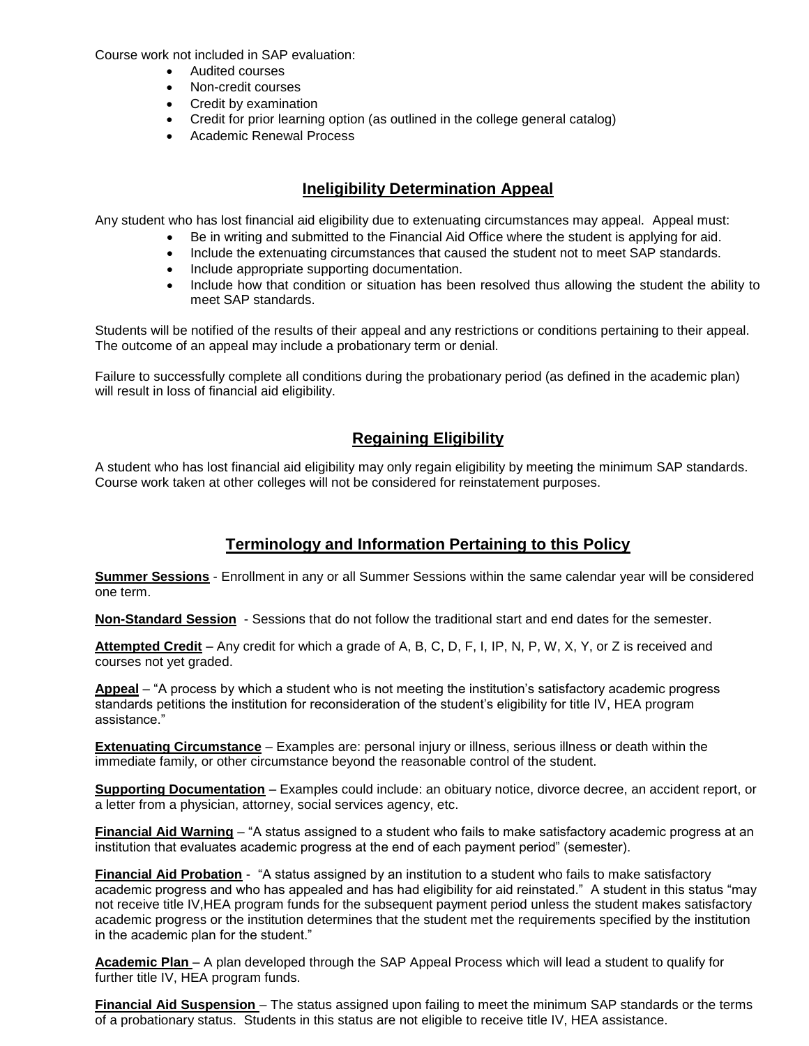Course work not included in SAP evaluation:

- Audited courses
- Non-credit courses
- Credit by examination
- Credit for prior learning option (as outlined in the college general catalog)
- Academic Renewal Process

## Ineligibility Determination Appeal

Any student who has lost financial aid eligibility due to extenuating circumstances may appeal. Appeal must:

- Be in writing and submitted to the Financial Aid Office where the student is applying for aid.
- Include the extenuating circumstances that caused the student not to meet SAP standards.
- Include appropriate supporting documentation.
- Include how that condition or situation has been resolved thus allowing the student the ability to meet SAP standards.

Students will be notified of the results of their appeal and any restrictions or conditions pertaining to their appeal. The outcome of an appeal may include a probationary term or denial.

Failure to successfully complete all conditions during the probationary period (as defined in the academic plan) will result in loss of financial aid eligibility.

## Regaining Eligibility

A student who has lost financial aid eligibility may only regain eligibility by meeting the minimum SAP standards. Course work taken at other colleges will not be considered for reinstatement purposes.

## Terminology and Information Pertaining to this Policy

**Summer Sessions** - Enrollment in any or all Summer Sessions within the same calendar year will be considered one term.

**Non-Standard Session** - Sessions that do not follow the traditional start and end dates for the semester.

**Attempted Credit** – Any credit for which a grade of A, B, C, D, F, I, IP, N, P, W, X, Y, or Z is received and courses not yet graded.

**Appeal** – "A process by which a student who is not meeting the institution's satisfactory academic progress standards petitions the institution for reconsideration of the student's eligibility for title IV, HEA program assistance."

**Extenuating Circumstance** – Examples are: personal injury or illness, serious illness or death within the immediate family, or other circumstance beyond the reasonable control of the student.

**Supporting Documentation** – Examples could include: an obituary notice, divorce decree, an accident report, or a letter from a physician, attorney, social services agency, etc.

**Financial Aid Warning** – "A status assigned to a student who fails to make satisfactory academic progress at an institution that evaluates academic progress at the end of each payment period" (semester).

**Financial Aid Probation** - "A status assigned by an institution to a student who fails to make satisfactory academic progress and who has appealed and has had eligibility for aid reinstated." A student in this status "may not receive title IV,HEA program funds for the subsequent payment period unless the student makes satisfactory academic progress or the institution determines that the student met the requirements specified by the institution in the academic plan for the student."

**Academic Plan** – A plan developed through the SAP Appeal Process which will lead a student to qualify for further title IV, HEA program funds.

**Financial Aid Suspension** – The status assigned upon failing to meet the minimum SAP standards or the terms of a probationary status. Students in this status are not eligible to receive title IV, HEA assistance.